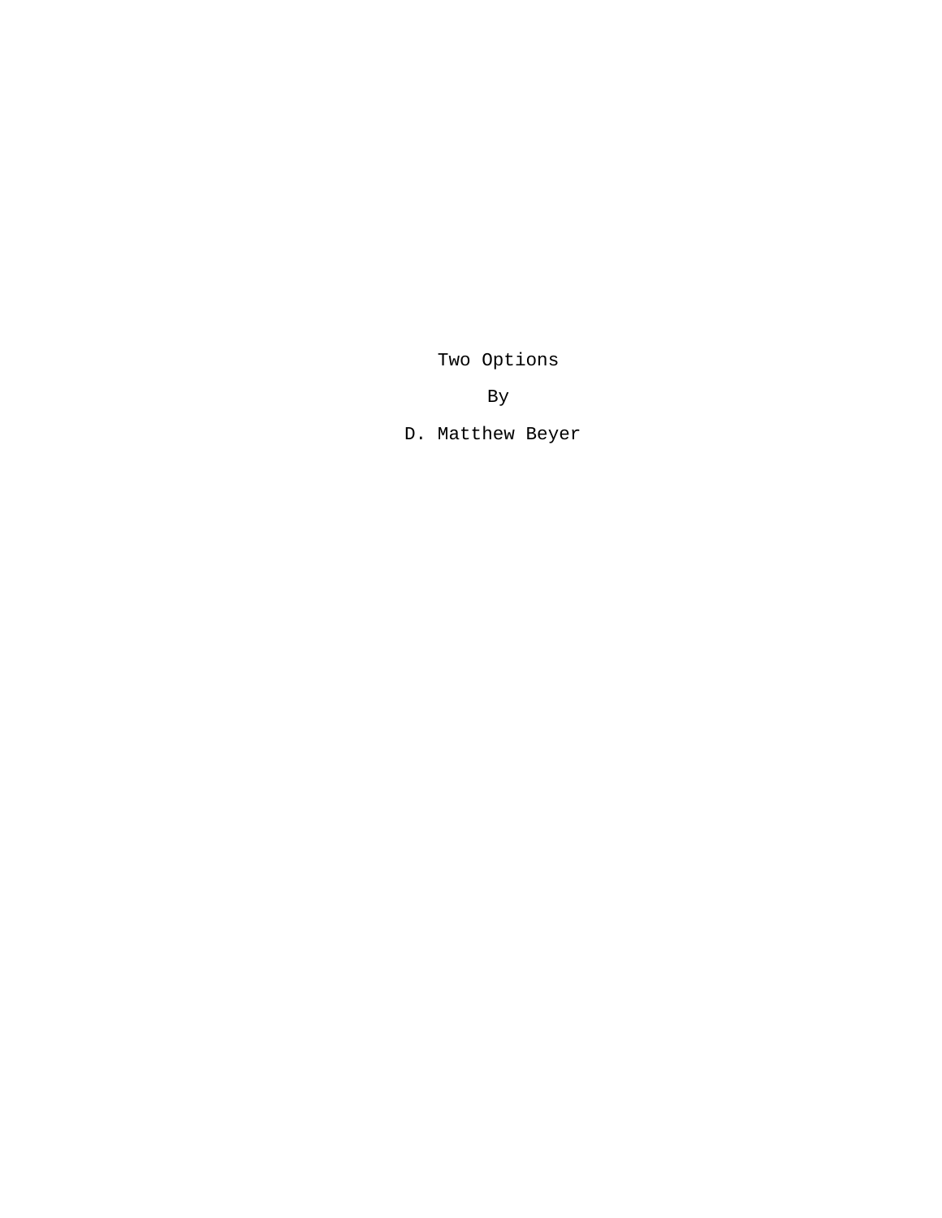# Two Options

By

D. Matthew Beyer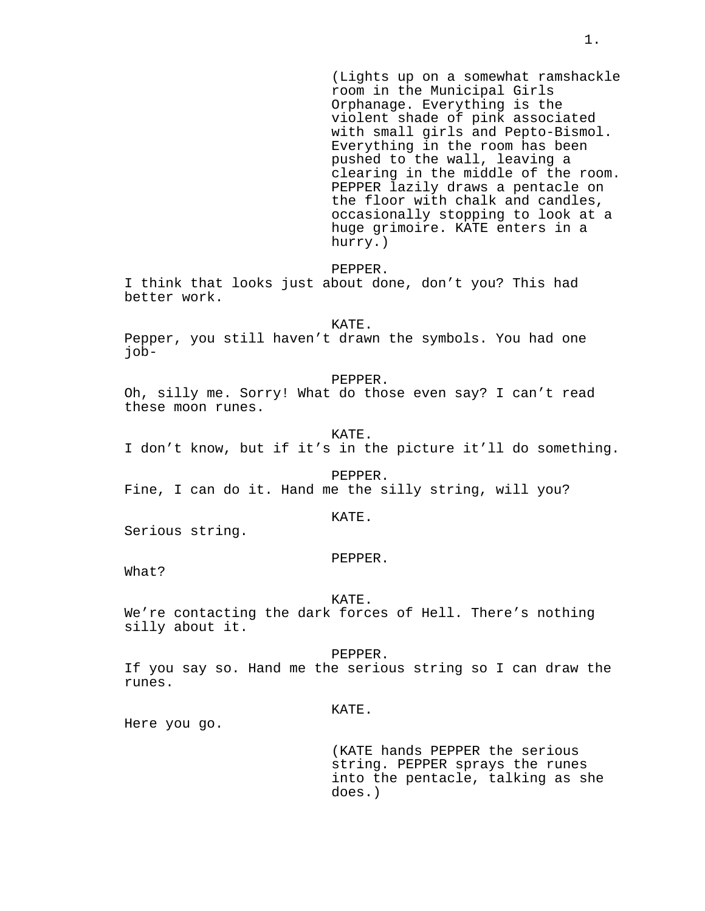(Lights up on a somewhat ramshackle room in the Municipal Girls Orphanage. Everything is the violent shade of pink associated with small girls and Pepto-Bismol. Everything in the room has been pushed to the wall, leaving a clearing in the middle of the room. PEPPER lazily draws a pentacle on the floor with chalk and candles, occasionally stopping to look at a huge grimoire. KATE enters in a hurry.)

PEPPER.

I think that looks just about done, don't you? This had better work.

KATE.

Pepper, you still haven't drawn the symbols. You had one job-

PEPPER.

Oh, silly me. Sorry! What do those even say? I can't read these moon runes.

KATE.

I don't know, but if it's in the picture it'll do something.

PEPPER.

Fine, I can do it. Hand me the silly string, will you?

KATE.

Serious string.

PEPPER.

What?

KATE.

We're contacting the dark forces of Hell. There's nothing silly about it.

PEPPER.

If you say so. Hand me the serious string so I can draw the runes.

KATE.

Here you go.

(KATE hands PEPPER the serious string. PEPPER sprays the runes into the pentacle, talking as she does.)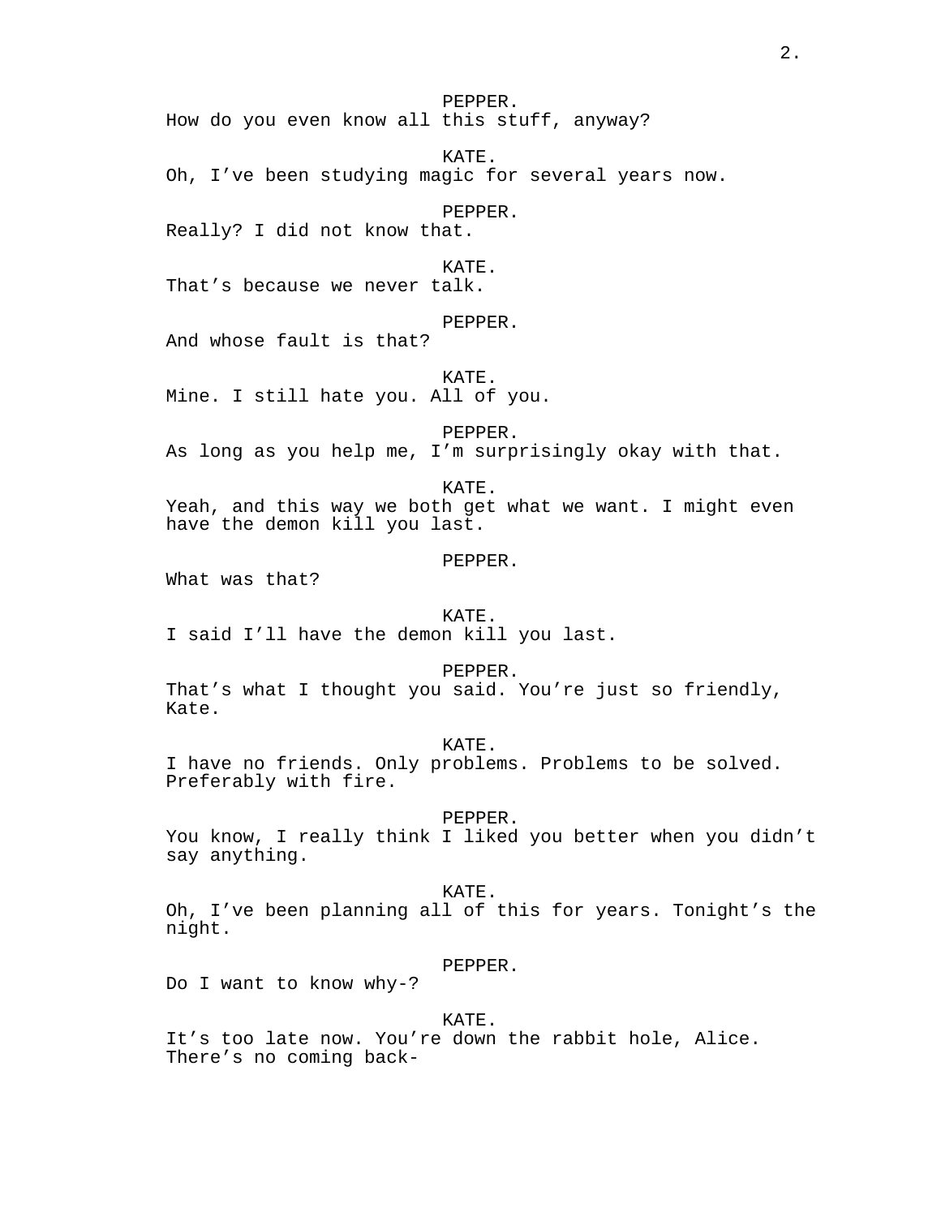PEPPER.
How do you even know all this stuff, anyway?

KATE.
Oh, I've been studying magic for several years now.

PEPPER.
Really? I did not know that.

KATE.
That's because we never talk.

PEPPER.
And whose fault is that?

KATE.
Mine. I still hate you. All of you.

PEPPER.
As long as you help me, I'm surprisingly okay with that.

KATE.
Yeah, and this way we both get what we want. I might even have the demon kill you last.

PEPPER.
What was that?

KATE.
I said I'll have the demon kill you last.

PEPPER.
That's what I thought you said. You're just so friendly, Kate.

KATE.
I have no friends. Only problems. Problems to be solved. Preferably with fire.

PEPPER.
You know, I really think I liked you better when you didn't say anything.

KATE.
Oh, I've been planning all of this for years. Tonight's the night.

PEPPER.
Do I want to know why-?

KATE.
It's too late now. You're down the rabbit hole, Alice. There's no coming back-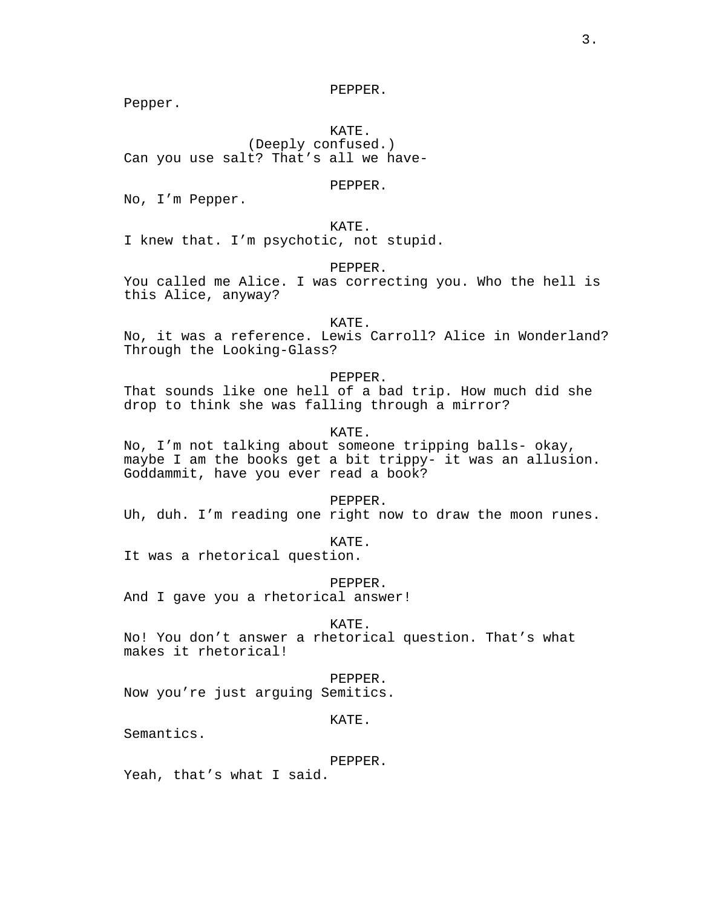PEPPER.

Pepper.

KATE.

(Deeply confused.)

Can you use salt? That's all we have-

PEPPER.

No, I'm Pepper.

KATE.

I knew that. I'm psychotic, not stupid.

PEPPER.

You called me Alice. I was correcting you. Who the hell is this Alice, anyway?

KATE.

No, it was a reference. Lewis Carroll? Alice in Wonderland? Through the Looking-Glass?

PEPPER.

That sounds like one hell of a bad trip. How much did she drop to think she was falling through a mirror?

KATE.

No, I'm not talking about someone tripping balls- okay, maybe I am the books get a bit trippy- it was an allusion. Goddammit, have you ever read a book?

PEPPER.

Uh, duh. I'm reading one right now to draw the moon runes.

KATE.

It was a rhetorical question.

PEPPER.

And I gave you a rhetorical answer!

KATE.

No! You don't answer a rhetorical question. That's what makes it rhetorical!

PEPPER.

Now you're just arguing Semitics.

KATE.

Semantics.

PEPPER.

Yeah, that's what I said.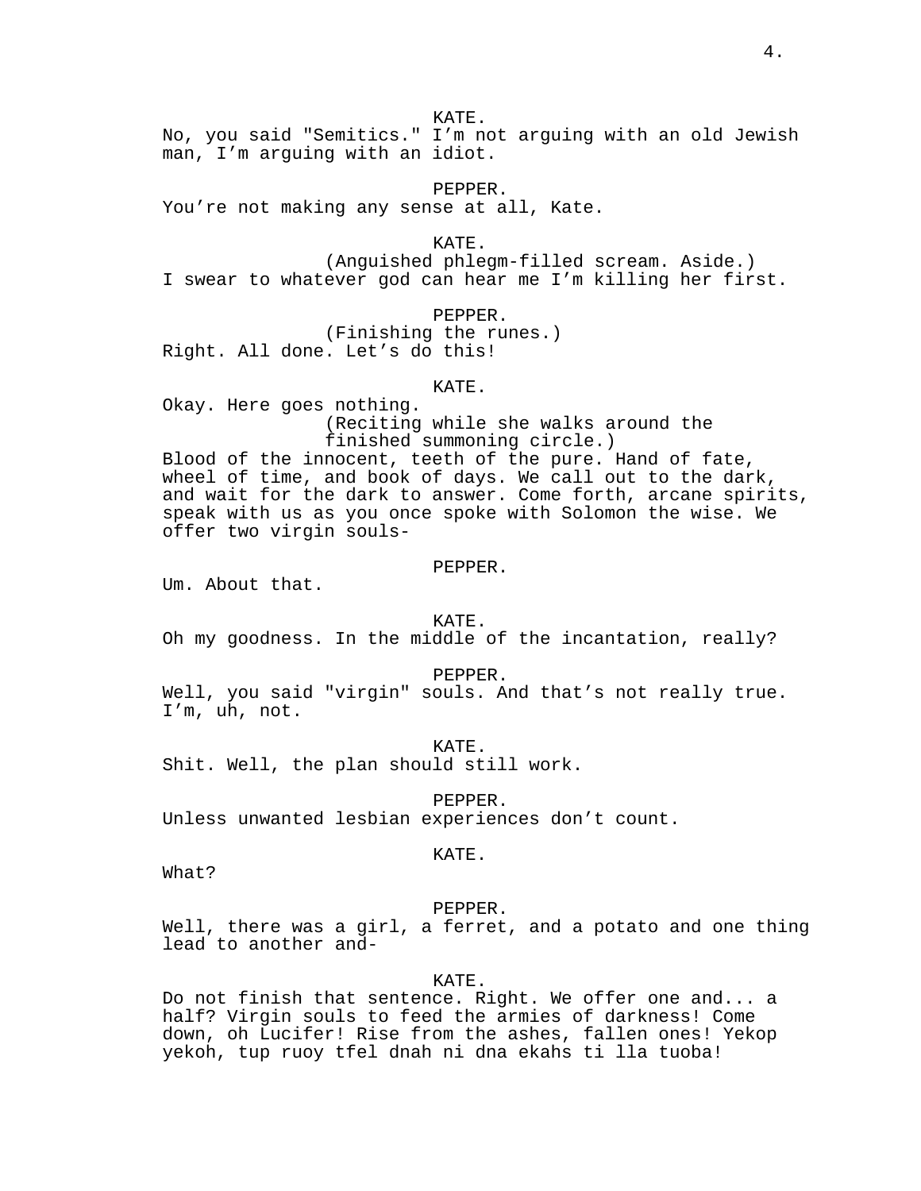KATE.

No, you said "Semitics." I'm not arguing with an old Jewish man, I'm arguing with an idiot.

PEPPER.

You're not making any sense at all, Kate.

KATE.

(Anguished phlegm-filled scream. Aside.)

I swear to whatever god can hear me I'm killing her first.

PEPPER.

(Finishing the runes.)

Right. All done. Let's do this!

KATE.

Okay. Here goes nothing.

(Reciting while she walks around the finished summoning circle.)

Blood of the innocent, teeth of the pure. Hand of fate, wheel of time, and book of days. We call out to the dark, and wait for the dark to answer. Come forth, arcane spirits, speak with us as you once spoke with Solomon the wise. We offer two virgin souls-

PEPPER.

Um. About that.

KATE.

Oh my goodness. In the middle of the incantation, really?

PEPPER.

Well, you said "virgin" souls. And that's not really true. I'm, uh, not.

KATE.

Shit. Well, the plan should still work.

PEPPER.

Unless unwanted lesbian experiences don't count.

KATE.

What?

PEPPER.

Well, there was a girl, a ferret, and a potato and one thing lead to another and-

KATE.

Do not finish that sentence. Right. We offer one and... a half? Virgin souls to feed the armies of darkness! Come down, oh Lucifer! Rise from the ashes, fallen ones! Yekop yekoh, tup ruoy tfel dnah ni dna ekahs ti lla tuoba!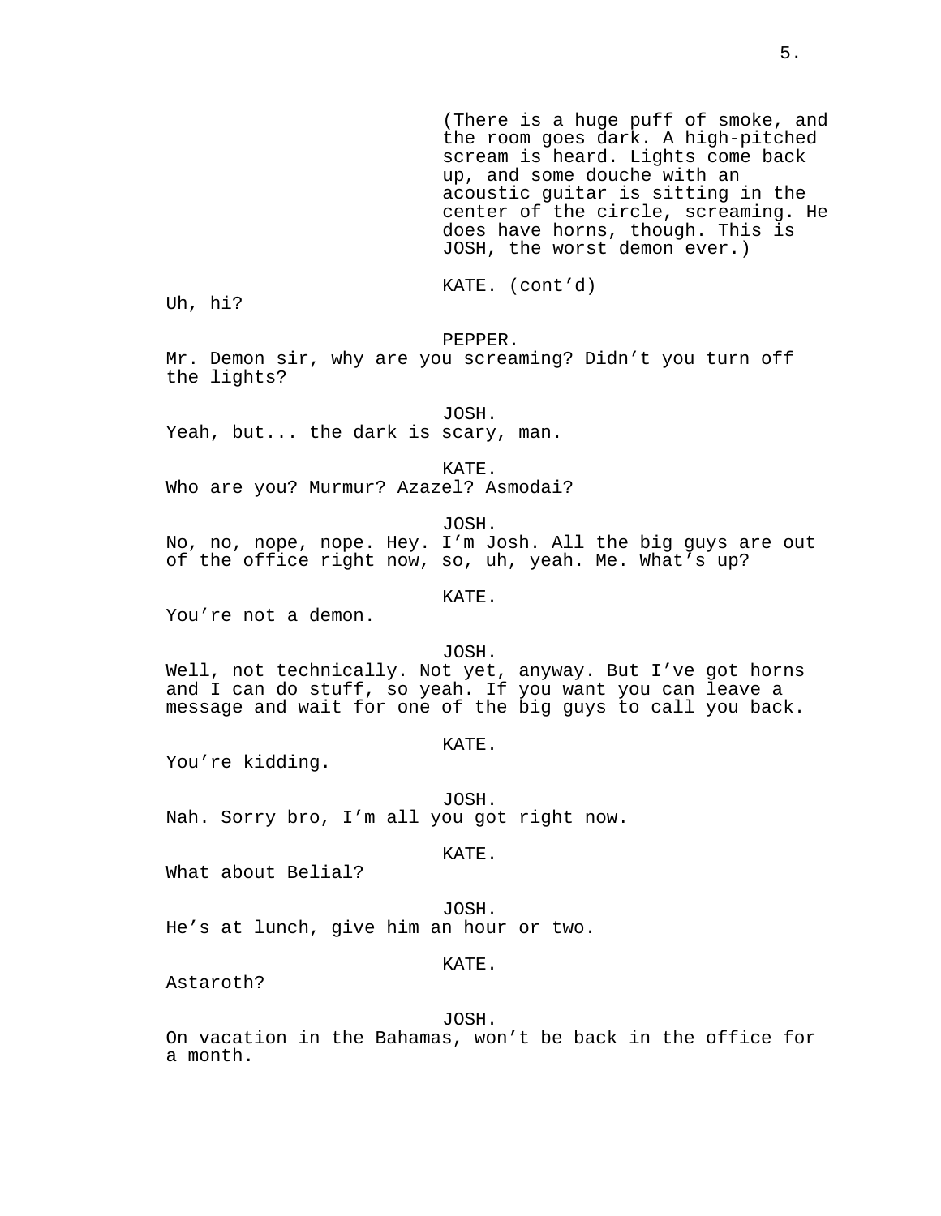(There is a huge puff of smoke, and the room goes dark. A high-pitched scream is heard. Lights come back up, and some douche with an acoustic guitar is sitting in the center of the circle, screaming. He does have horns, though. This is JOSH, the worst demon ever.)

KATE. (cont'd)

Uh, hi?

PEPPER.

Mr. Demon sir, why are you screaming? Didn't you turn off the lights?

JOSH.

Yeah, but... the dark is scary, man.

KATE.

Who are you? Murmur? Azazel? Asmodai?

JOSH.

No, no, nope, nope. Hey. I'm Josh. All the big guys are out of the office right now, so, uh, yeah. Me. What's up?

KATE.

You're not a demon.

JOSH.

Well, not technically. Not yet, anyway. But I've got horns and I can do stuff, so yeah. If you want you can leave a message and wait for one of the big guys to call you back.

KATE.

You're kidding.

JOSH.

Nah. Sorry bro, I'm all you got right now.

KATE.

What about Belial?

JOSH.

He's at lunch, give him an hour or two.

KATE.

Astaroth?

JOSH.

On vacation in the Bahamas, won't be back in the office for a month.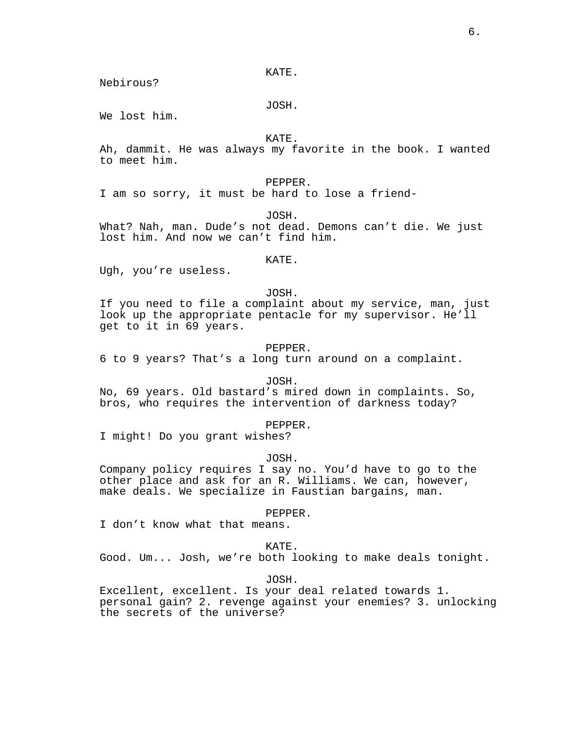KATE.

Nebirous?

JOSH.

We lost him.

KATE.

Ah, dammit. He was always my favorite in the book. I wanted to meet him.

PEPPER.

I am so sorry, it must be hard to lose a friend-

JOSH.

What? Nah, man. Dude's not dead. Demons can't die. We just lost him. And now we can't find him.

KATE.

Ugh, you're useless.

JOSH.

If you need to file a complaint about my service, man, just look up the appropriate pentacle for my supervisor. He'll get to it in 69 years.

PEPPER.

6 to 9 years? That's a long turn around on a complaint.

JOSH.

No, 69 years. Old bastard's mired down in complaints. So, bros, who requires the intervention of darkness today?

PEPPER.

I might! Do you grant wishes?

JOSH.

Company policy requires I say no. You'd have to go to the other place and ask for an R. Williams. We can, however, make deals. We specialize in Faustian bargains, man.

PEPPER.

I don't know what that means.

KATE.

Good. Um... Josh, we're both looking to make deals tonight.

JOSH.

Excellent, excellent. Is your deal related towards 1. personal gain? 2. revenge against your enemies? 3. unlocking the secrets of the universe?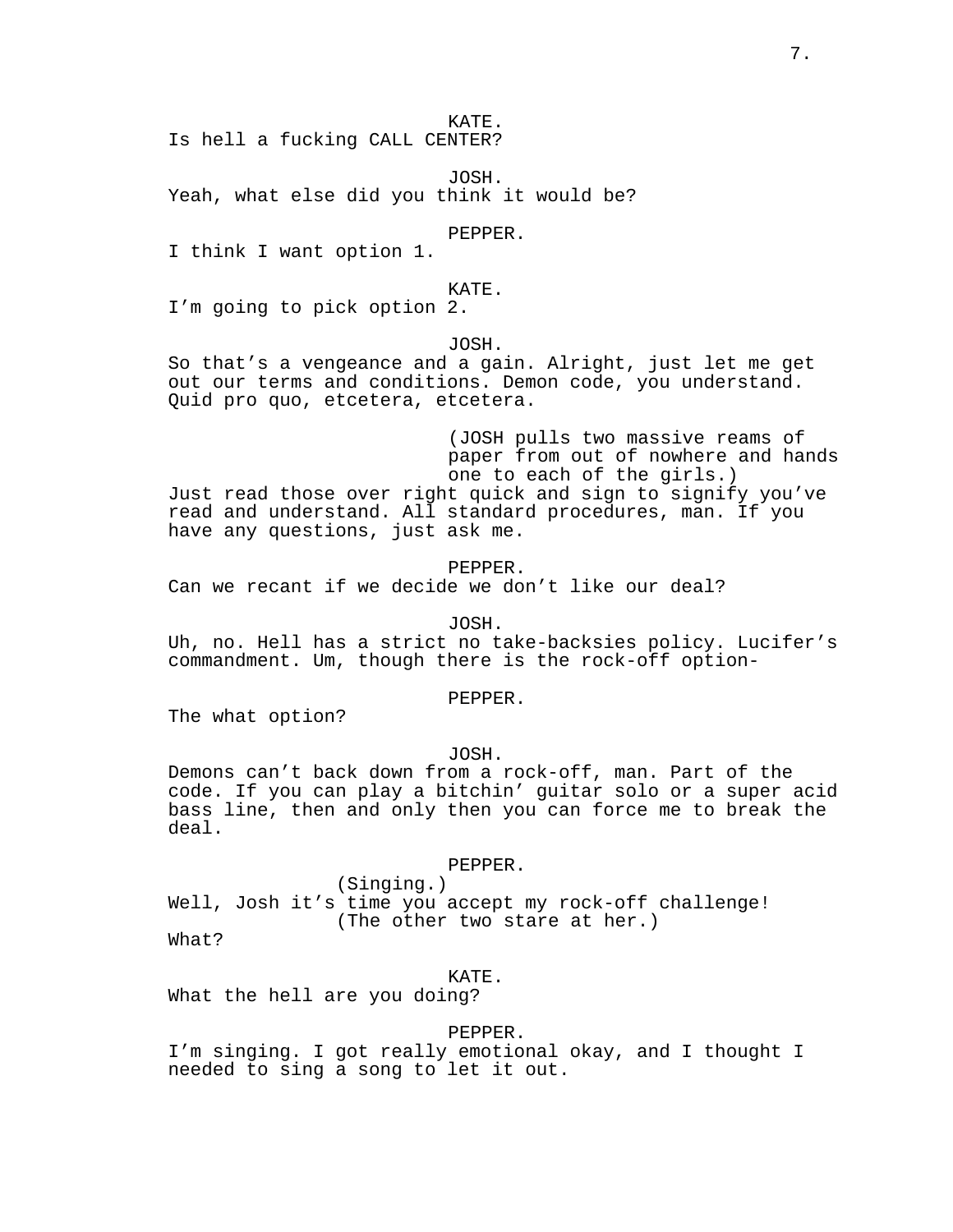KATE.
Is hell a fucking CALL CENTER?

JOSH.
Yeah, what else did you think it would be?

PEPPER.
I think I want option 1.

KATE.
I'm going to pick option 2.

JOSH.
So that's a vengeance and a gain. Alright, just let me get out our terms and conditions. Demon code, you understand. Quid pro quo, etcetera, etcetera.

(JOSH pulls two massive reams of paper from out of nowhere and hands one to each of the girls.)

Just read those over right quick and sign to signify you've read and understand. All standard procedures, man. If you have any questions, just ask me.

PEPPER.
Can we recant if we decide we don't like our deal?

JOSH.
Uh, no. Hell has a strict no take-backsies policy. Lucifer's commandment. Um, though there is the rock-off option-

PEPPER.
The what option?

JOSH.
Demons can't back down from a rock-off, man. Part of the code. If you can play a bitchin' guitar solo or a super acid bass line, then and only then you can force me to break the deal.

PEPPER.
(Singing.)
Well, Josh it's time you accept my rock-off challenge!
(The other two stare at her.)
What?

KATE.
What the hell are you doing?

PEPPER.
I'm singing. I got really emotional okay, and I thought I needed to sing a song to let it out.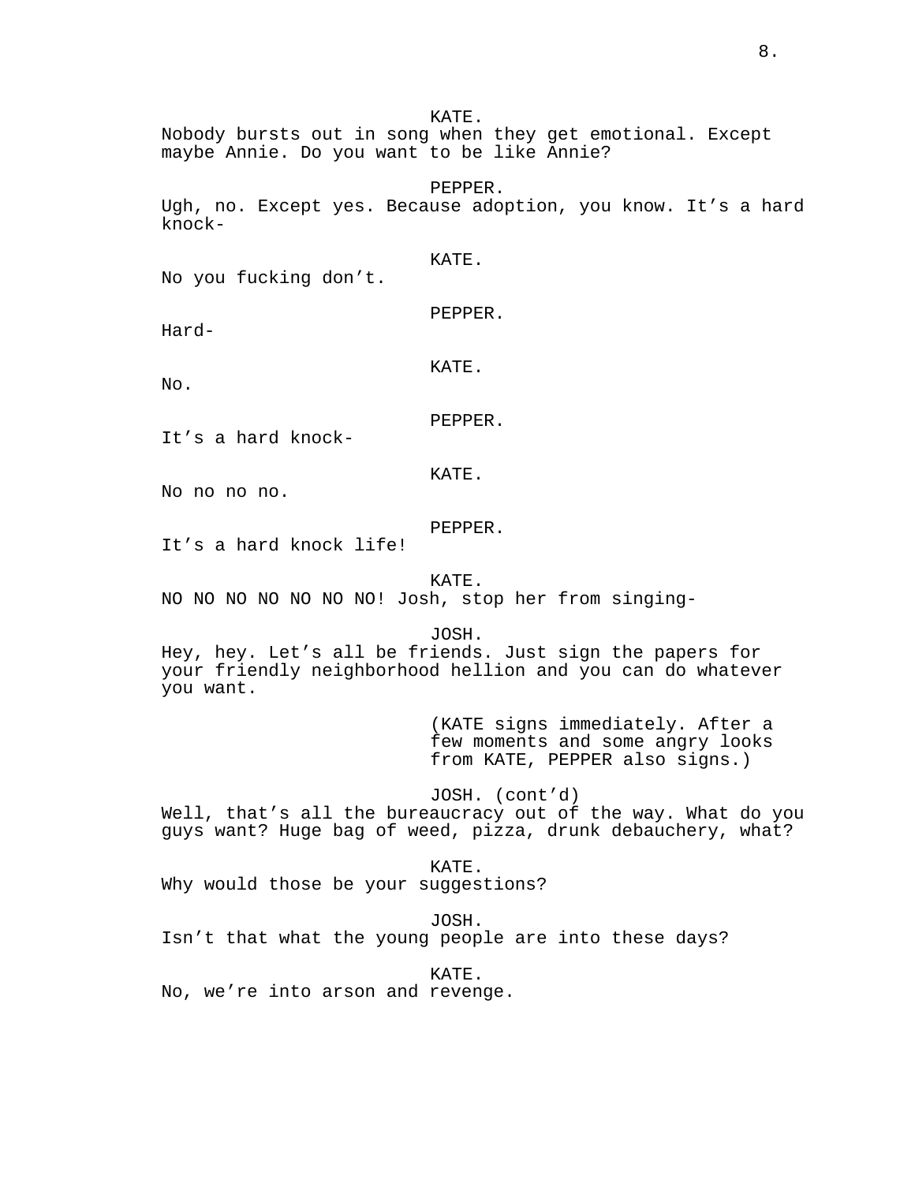KATE.
Nobody bursts out in song when they get emotional. Except maybe Annie. Do you want to be like Annie?

PEPPER.
Ugh, no. Except yes. Because adoption, you know. It's a hard knock-

KATE.
No you fucking don't.

PEPPER.
Hard-

KATE.
No.

PEPPER.
It's a hard knock-

KATE.
No no no no.

PEPPER.
It's a hard knock life!

KATE.
NO NO NO NO NO NO NO! Josh, stop her from singing-

JOSH.
Hey, hey. Let's all be friends. Just sign the papers for your friendly neighborhood hellion and you can do whatever you want.

(KATE signs immediately. After a few moments and some angry looks from KATE, PEPPER also signs.)

JOSH. (cont'd)
Well, that's all the bureaucracy out of the way. What do you guys want? Huge bag of weed, pizza, drunk debauchery, what?

KATE.
Why would those be your suggestions?

JOSH.
Isn't that what the young people are into these days?

KATE.
No, we're into arson and revenge.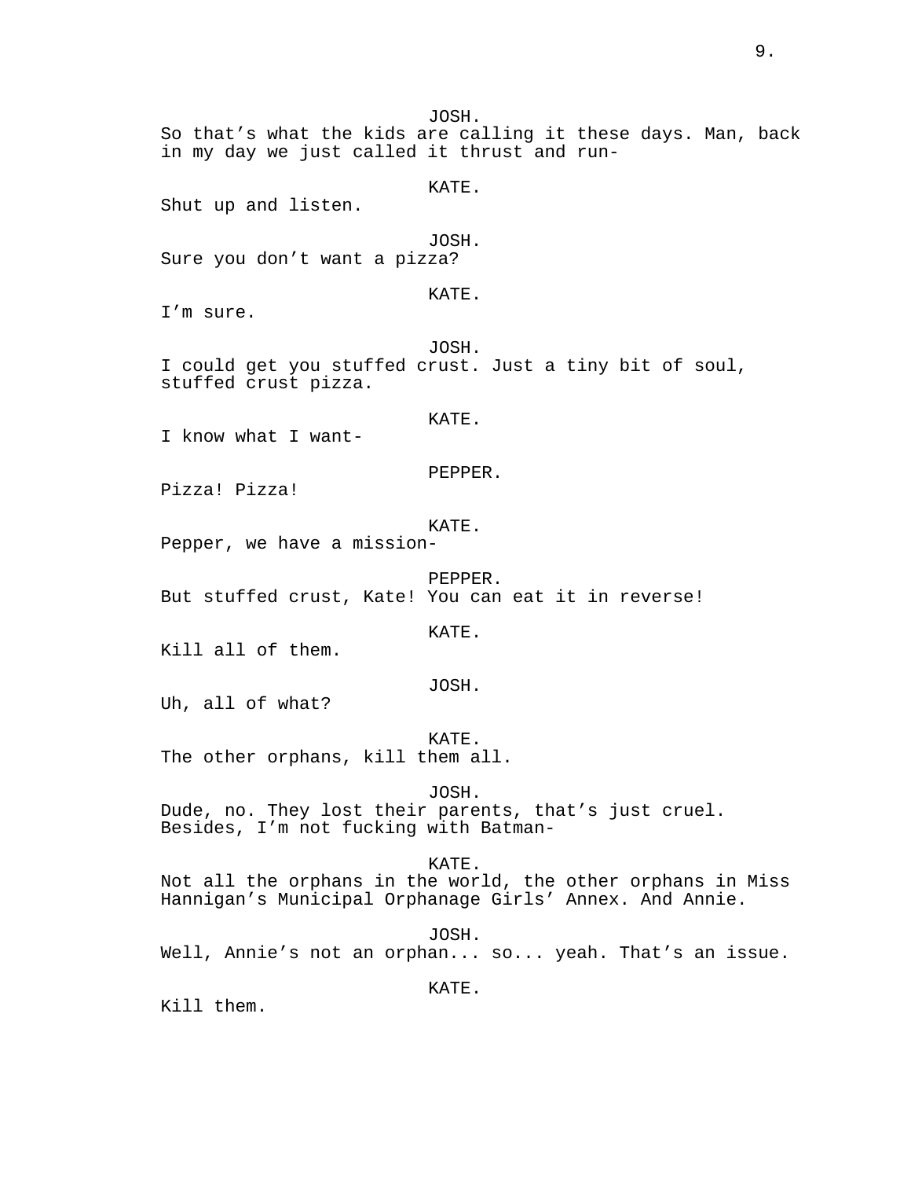JOSH.
So that's what the kids are calling it these days. Man, back in my day we just called it thrust and run-

KATE.
Shut up and listen.

JOSH.
Sure you don't want a pizza?

KATE.
I'm sure.

JOSH.
I could get you stuffed crust. Just a tiny bit of soul, stuffed crust pizza.

KATE.
I know what I want-

PEPPER.
Pizza! Pizza!

KATE.
Pepper, we have a mission-

PEPPER.
But stuffed crust, Kate! You can eat it in reverse!

KATE.
Kill all of them.

JOSH.
Uh, all of what?

KATE.
The other orphans, kill them all.

JOSH.
Dude, no. They lost their parents, that's just cruel. Besides, I'm not fucking with Batman-

KATE.
Not all the orphans in the world, the other orphans in Miss Hannigan's Municipal Orphanage Girls' Annex. And Annie.

JOSH.
Well, Annie's not an orphan... so... yeah. That's an issue.

KATE.
Kill them.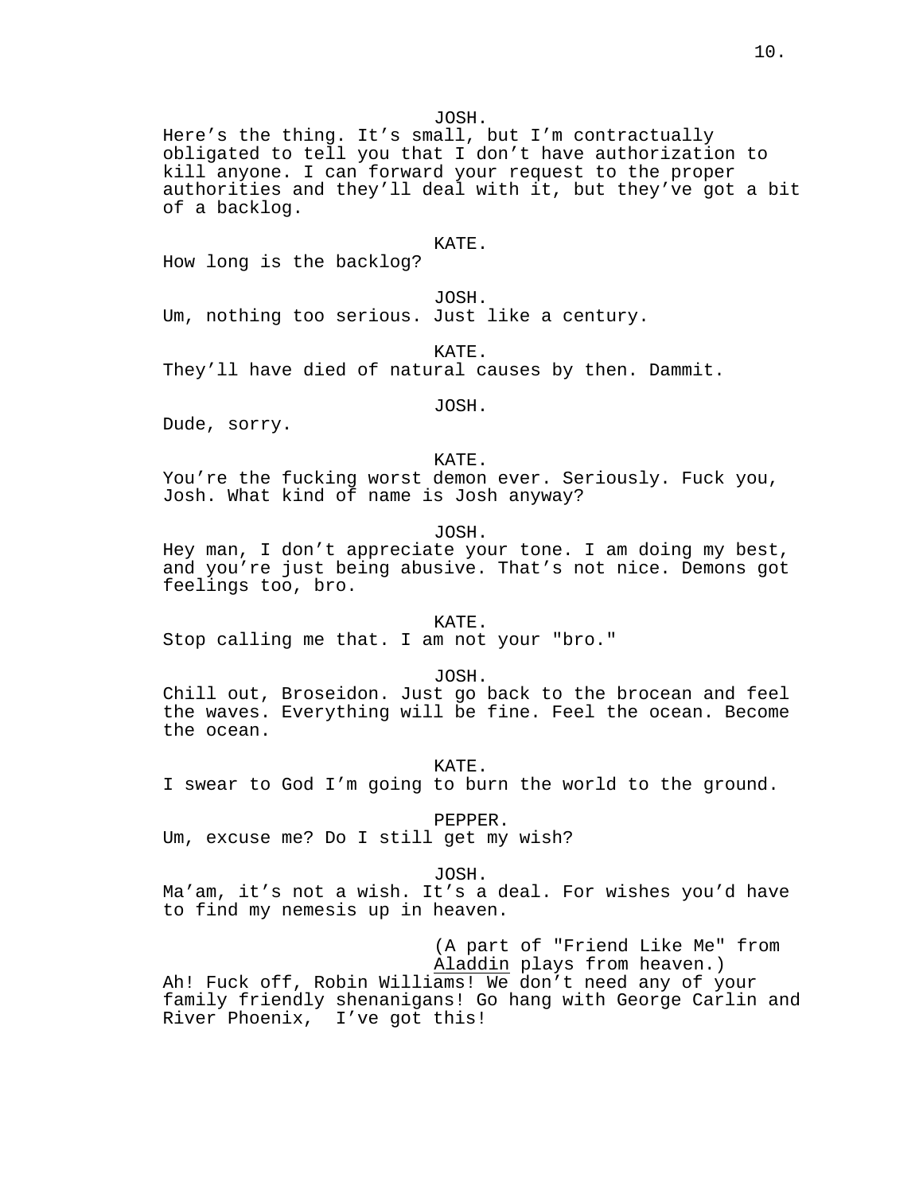JOSH.

Here's the thing. It's small, but I'm contractually obligated to tell you that I don't have authorization to kill anyone. I can forward your request to the proper authorities and they'll deal with it, but they've got a bit of a backlog.

KATE.

How long is the backlog?

JOSH.

Um, nothing too serious. Just like a century.

KATE.

They'll have died of natural causes by then. Dammit.

JOSH.

Dude, sorry.

KATE.

You're the fucking worst demon ever. Seriously. Fuck you, Josh. What kind of name is Josh anyway?

JOSH.

Hey man, I don't appreciate your tone. I am doing my best, and you're just being abusive. That's not nice. Demons got feelings too, bro.

KATE.

Stop calling me that. I am not your "bro."

JOSH.

Chill out, Broseidon. Just go back to the brocean and feel the waves. Everything will be fine. Feel the ocean. Become the ocean.

KATE.

I swear to God I'm going to burn the world to the ground.

PEPPER.

Um, excuse me? Do I still get my wish?

JOSH.

Ma'am, it's not a wish. It's a deal. For wishes you'd have to find my nemesis up in heaven.

(A part of "Friend Like Me" from _Aladdin_ plays from heaven.)

Ah! Fuck off, Robin Williams! We don't need any of your family friendly shenanigans! Go hang with George Carlin and River Phoenix, I've got this!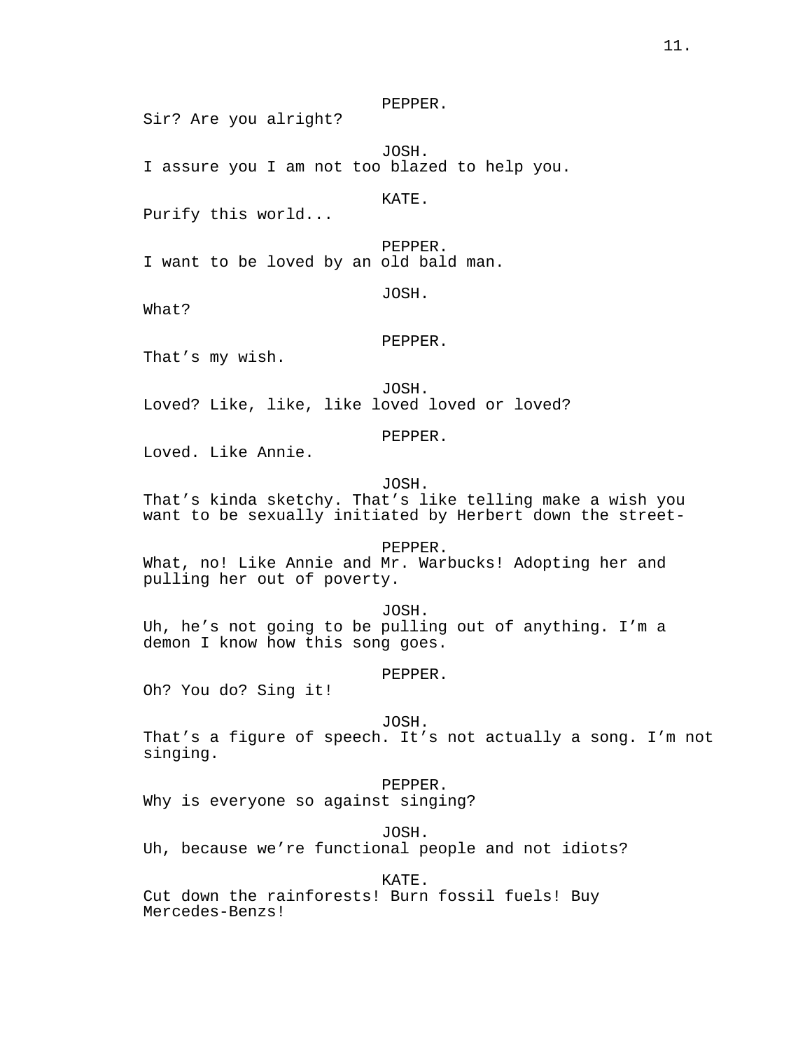PEPPER.

Sir? Are you alright?

JOSH.

I assure you I am not too blazed to help you.

KATE.

Purify this world...

PEPPER.

I want to be loved by an old bald man.

JOSH.

What?

PEPPER.

That’s my wish.

JOSH.

Loved? Like, like, like loved loved or loved?

PEPPER.

Loved. Like Annie.

JOSH.

That’s kinda sketchy. That’s like telling make a wish you want to be sexually initiated by Herbert down the street-

PEPPER.

What, no! Like Annie and Mr. Warbucks! Adopting her and pulling her out of poverty.

JOSH.

Uh, he’s not going to be pulling out of anything. I’m a demon I know how this song goes.

PEPPER.

Oh? You do? Sing it!

JOSH.

That’s a figure of speech. It’s not actually a song. I’m not singing.

PEPPER.

Why is everyone so against singing?

JOSH.

Uh, because we’re functional people and not idiots?

KATE.

Cut down the rainforests! Burn fossil fuels! Buy Mercedes-Benzs!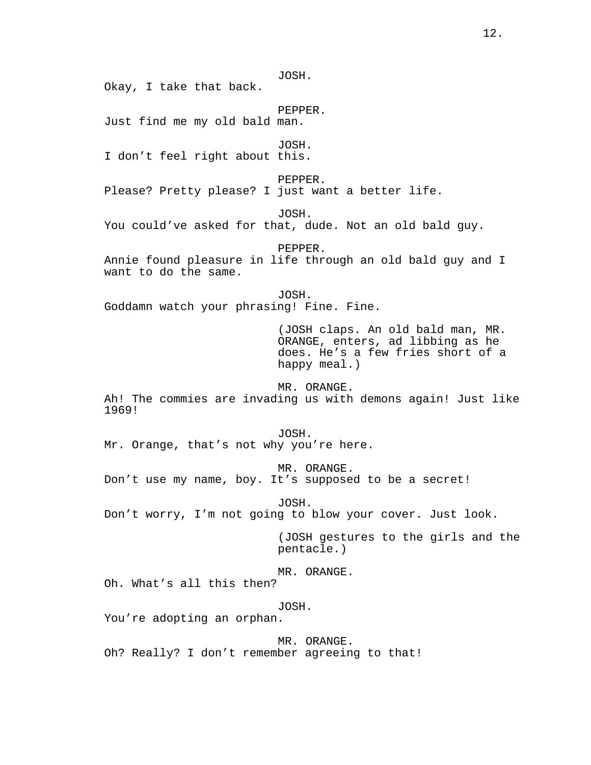JOSH.

Okay, I take that back.

PEPPER.

Just find me my old bald man.

JOSH.

I don't feel right about this.

PEPPER.

Please? Pretty please? I just want a better life.

JOSH.

You could've asked for that, dude. Not an old bald guy.

PEPPER.

Annie found pleasure in life through an old bald guy and I want to do the same.

JOSH.

Goddamn watch your phrasing! Fine. Fine.

(JOSH claps. An old bald man, MR. ORANGE, enters, ad libbing as he does. He's a few fries short of a happy meal.)

MR. ORANGE.

Ah! The commies are invading us with demons again! Just like 1969!

JOSH.

Mr. Orange, that's not why you're here.

MR. ORANGE.

Don't use my name, boy. It's supposed to be a secret!

JOSH.

Don't worry, I'm not going to blow your cover. Just look.

(JOSH gestures to the girls and the pentacle.)

MR. ORANGE.

Oh. What's all this then?

JOSH.

You're adopting an orphan.

MR. ORANGE.

Oh? Really? I don't remember agreeing to that!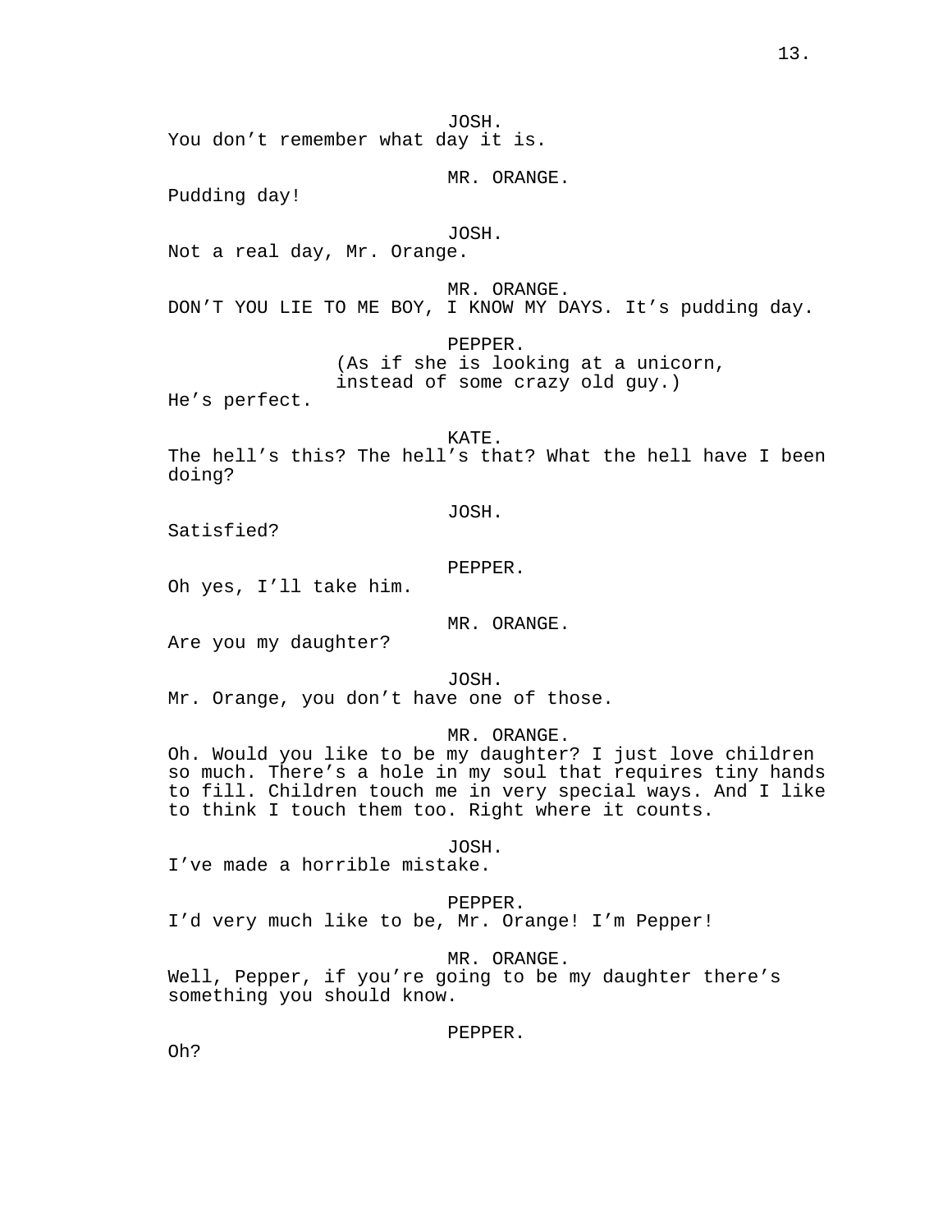JOSH.
You don't remember what day it is.

MR. ORANGE.
Pudding day!

JOSH.
Not a real day, Mr. Orange.

MR. ORANGE.
DON'T YOU LIE TO ME BOY, I KNOW MY DAYS. It's pudding day.

PEPPER.
(As if she is looking at a unicorn, instead of some crazy old guy.)
He's perfect.

KATE.
The hell's this? The hell's that? What the hell have I been doing?

JOSH.
Satisfied?

PEPPER.
Oh yes, I'll take him.

MR. ORANGE.
Are you my daughter?

JOSH.
Mr. Orange, you don't have one of those.

MR. ORANGE.
Oh. Would you like to be my daughter? I just love children so much. There's a hole in my soul that requires tiny hands to fill. Children touch me in very special ways. And I like to think I touch them too. Right where it counts.

JOSH.
I've made a horrible mistake.

PEPPER.
I'd very much like to be, Mr. Orange! I'm Pepper!

MR. ORANGE.
Well, Pepper, if you're going to be my daughter there's something you should know.

PEPPER.
Oh?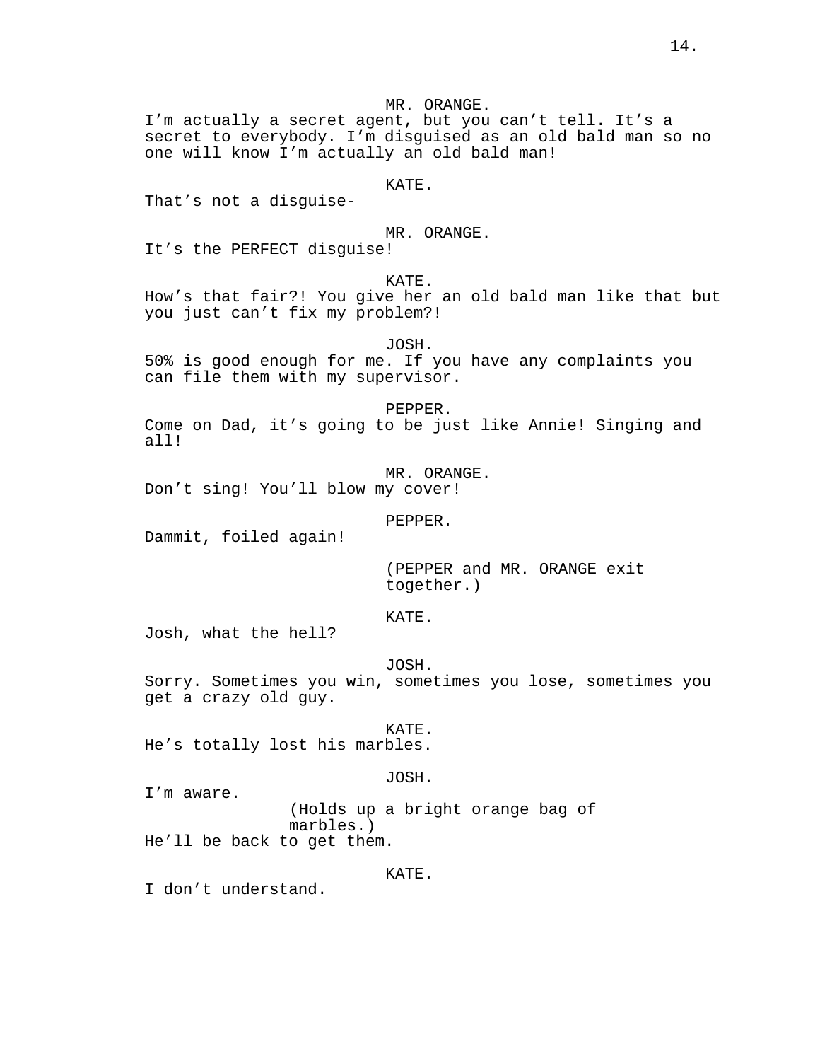MR. ORANGE.

I'm actually a secret agent, but you can't tell. It's a secret to everybody. I'm disguised as an old bald man so no one will know I'm actually an old bald man!

KATE.

That's not a disguise-

MR. ORANGE.

It's the PERFECT disguise!

KATE.

How's that fair?! You give her an old bald man like that but you just can't fix my problem?!

JOSH.

50% is good enough for me. If you have any complaints you can file them with my supervisor.

PEPPER.

Come on Dad, it's going to be just like Annie! Singing and all!

MR. ORANGE.

Don't sing! You'll blow my cover!

PEPPER.

Dammit, foiled again!

(PEPPER and MR. ORANGE exit together.)

KATE.

Josh, what the hell?

JOSH.

Sorry. Sometimes you win, sometimes you lose, sometimes you get a crazy old guy.

KATE.

He's totally lost his marbles.

JOSH.

I'm aware.

(Holds up a bright orange bag of marbles.)

He'll be back to get them.

KATE.

I don't understand.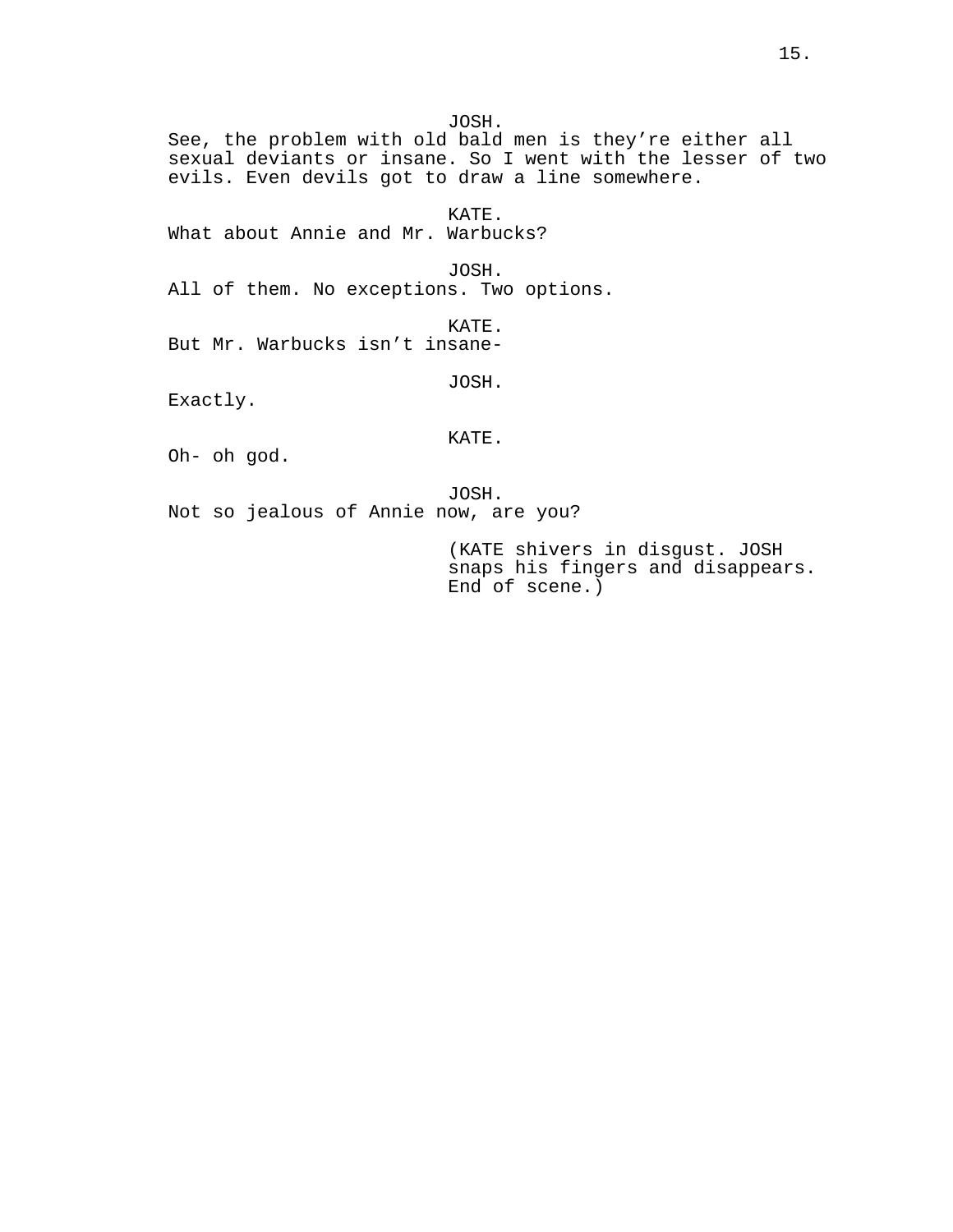JOSH.

See, the problem with old bald men is they're either all sexual deviants or insane. So I went with the lesser of two evils. Even devils got to draw a line somewhere.

KATE.

What about Annie and Mr. Warbucks?

JOSH.

All of them. No exceptions. Two options.

KATE.

But Mr. Warbucks isn't insane-

JOSH.

Exactly.

KATE.

Oh- oh god.

JOSH.

Not so jealous of Annie now, are you?

(KATE shivers in disgust. JOSH snaps his fingers and disappears. End of scene.)